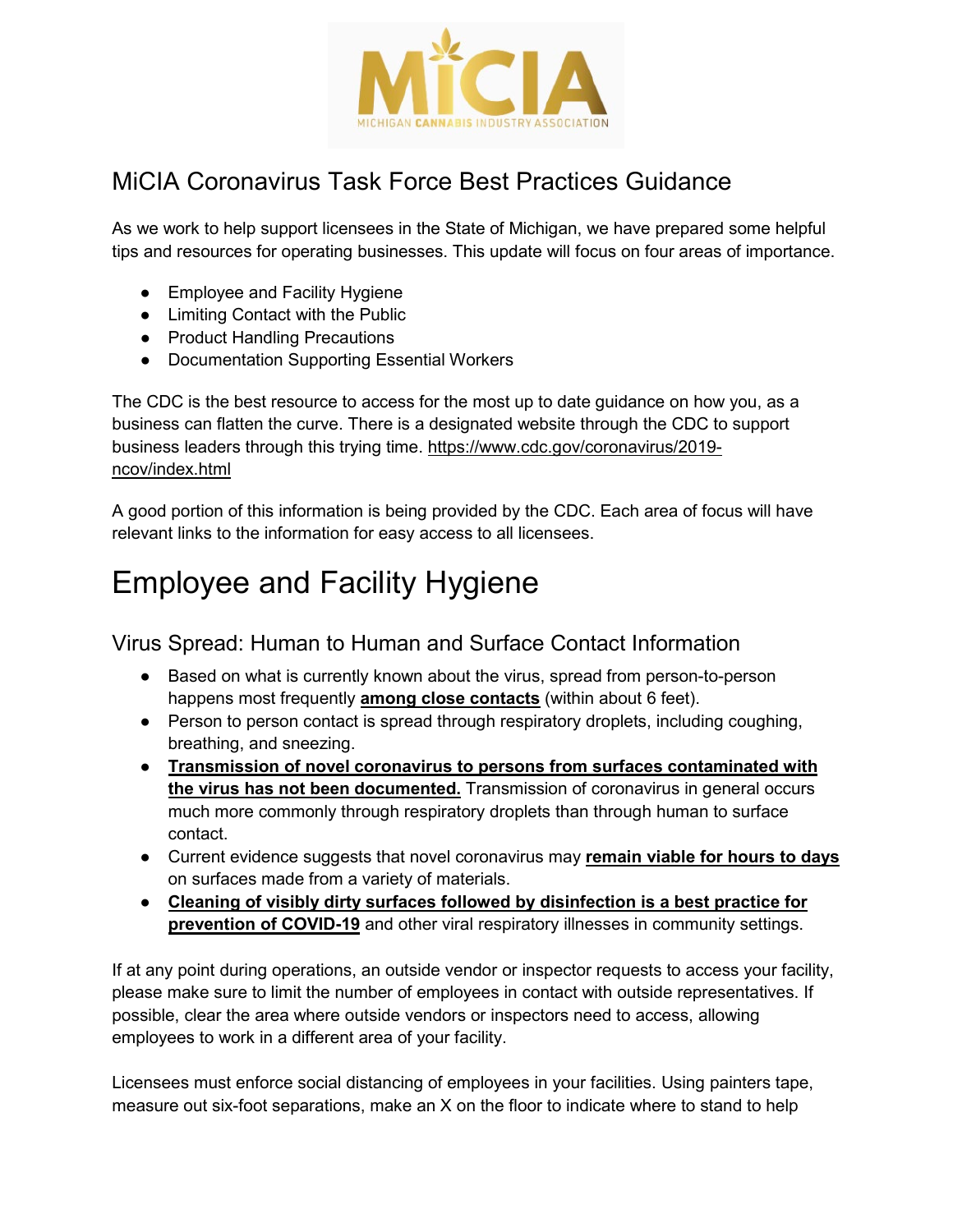MICHIGAN CANNABIS INDUSTRY ASSOCIATION

## MiCIA Coronavirus Task Force Best Practices Guidance

As we work to help support licensees in the State of Michigan, we have prepared some helpful tips and resources for operating businesses. This update will focus on four areas of importance.

- Employee and Facility Hygiene
- Limiting Contact with the Public
- Product Handling Precautions
- Documentation Supporting Essential Workers

The CDC is the best resource to access for the most up to date guidance on how you, as a business can flatten the curve. There is a designated website through the CDC to support business leaders through this trying time. https://www.cdc.gov/coronavirus/2019-ncov/index.html

A good portion of this information is being provided by the CDC. Each area of focus will have relevant links to the information for easy access to all licensees.

# Employee and Facility Hygiene

## Virus Spread: Human to Human and Surface Contact Information

- Based on what is currently known about the virus, spread from person-to-person happens most frequently **among close contacts** (within about 6 feet).
- Person to person contact is spread through respiratory droplets, including coughing, breathing, and sneezing.
- **Transmission of novel coronavirus to persons from surfaces contaminated with the virus has not been documented.** Transmission of coronavirus in general occurs much more commonly through respiratory droplets than through human to surface contact.
- Current evidence suggests that novel coronavirus may **remain viable for hours to days** on surfaces made from a variety of materials.
- **Cleaning of visibly dirty surfaces followed by disinfection is a best practice for prevention of COVID-19** and other viral respiratory illnesses in community settings.

If at any point during operations, an outside vendor or inspector requests to access your facility, please make sure to limit the number of employees in contact with outside representatives. If possible, clear the area where outside vendors or inspectors need to access, allowing employees to work in a different area of your facility.

Licensees must enforce social distancing of employees in your facilities. Using painters tape, measure out six-foot separations, make an X on the floor to indicate where to stand to help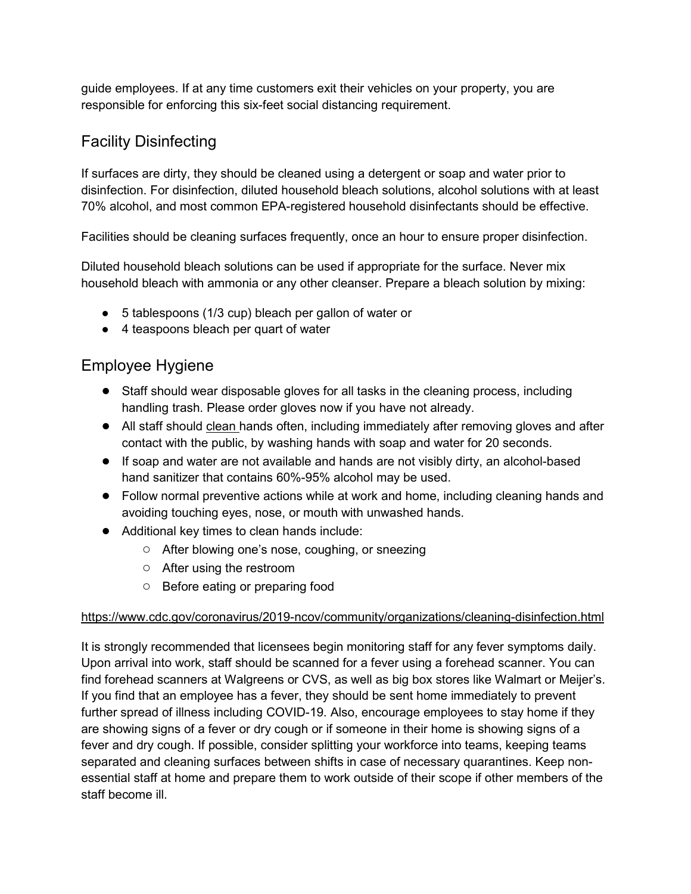guide employees. If at any time customers exit their vehicles on your property, you are responsible for enforcing this six-feet social distancing requirement.

## Facility Disinfecting

If surfaces are dirty, they should be cleaned using a detergent or soap and water prior to disinfection. For disinfection, diluted household bleach solutions, alcohol solutions with at least 70% alcohol, and most common EPA-registered household disinfectants should be effective.

Facilities should be cleaning surfaces frequently, once an hour to ensure proper disinfection.

Diluted household bleach solutions can be used if appropriate for the surface. Never mix household bleach with ammonia or any other cleanser. Prepare a bleach solution by mixing:

- 5 tablespoons (1/3 cup) bleach per gallon of water or
- 4 teaspoons bleach per quart of water

## Employee Hygiene

- Staff should wear disposable gloves for all tasks in the cleaning process, including handling trash. Please order gloves now if you have not already.
- All staff should clean hands often, including immediately after removing gloves and after contact with the public, by washing hands with soap and water for 20 seconds.
- If soap and water are not available and hands are not visibly dirty, an alcohol-based hand sanitizer that contains 60%-95% alcohol may be used.
- Follow normal preventive actions while at work and home, including cleaning hands and avoiding touching eyes, nose, or mouth with unwashed hands.
- Additional key times to clean hands include:
  - After blowing one's nose, coughing, or sneezing
  - After using the restroom
  - Before eating or preparing food

https://www.cdc.gov/coronavirus/2019-ncov/community/organizations/cleaning-disinfection.html

It is strongly recommended that licensees begin monitoring staff for any fever symptoms daily. Upon arrival into work, staff should be scanned for a fever using a forehead scanner. You can find forehead scanners at Walgreens or CVS, as well as big box stores like Walmart or Meijer's. If you find that an employee has a fever, they should be sent home immediately to prevent further spread of illness including COVID-19. Also, encourage employees to stay home if they are showing signs of a fever or dry cough or if someone in their home is showing signs of a fever and dry cough. If possible, consider splitting your workforce into teams, keeping teams separated and cleaning surfaces between shifts in case of necessary quarantines. Keep non-essential staff at home and prepare them to work outside of their scope if other members of the staff become ill.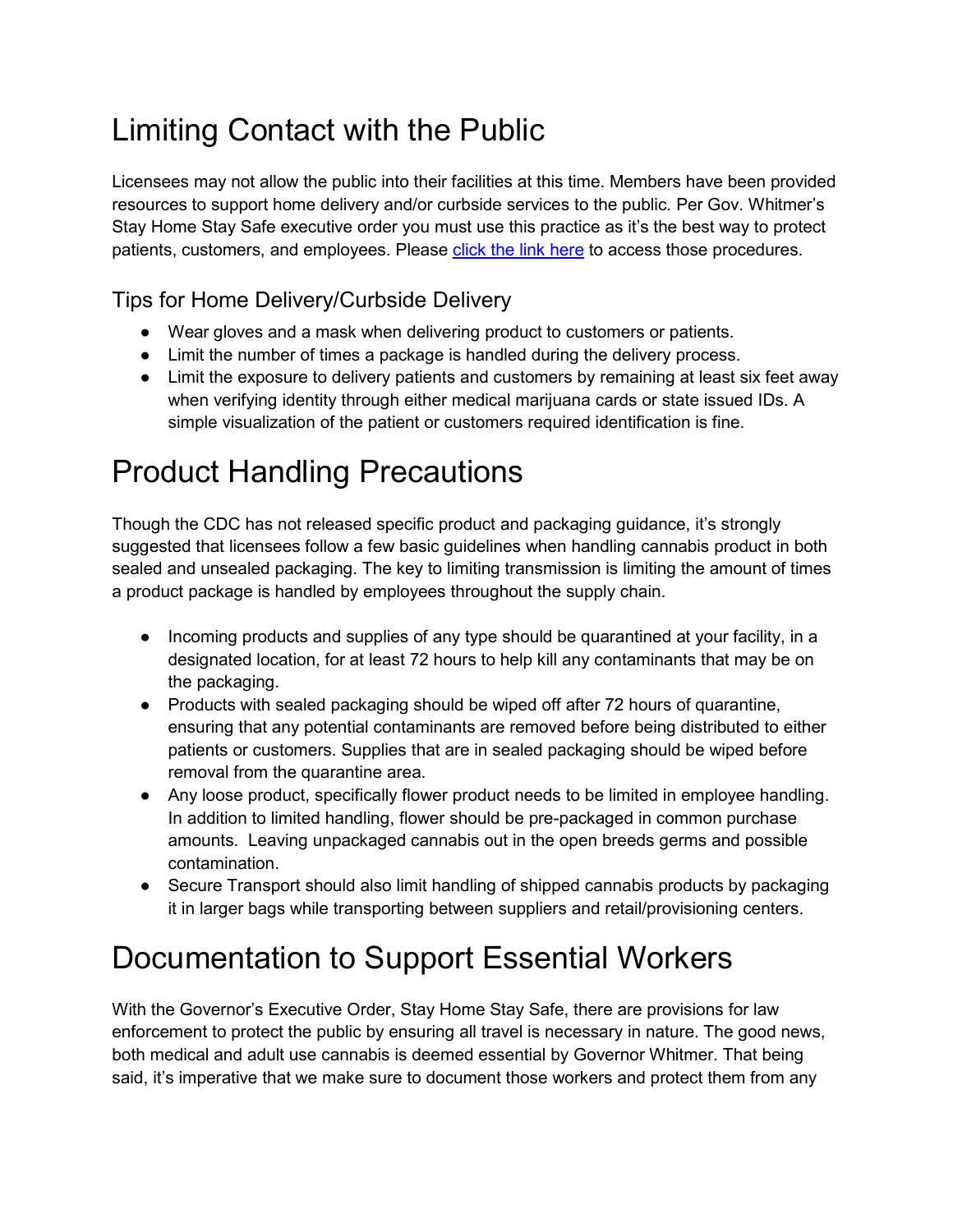# Limiting Contact with the Public

Licensees may not allow the public into their facilities at this time. Members have been provided resources to support home delivery and/or curbside services to the public. Per Gov. Whitmer's Stay Home Stay Safe executive order you must use this practice as it's the best way to protect patients, customers, and employees. Please click the link here to access those procedures.

## Tips for Home Delivery/Curbside Delivery

- Wear gloves and a mask when delivering product to customers or patients.
- Limit the number of times a package is handled during the delivery process.
- Limit the exposure to delivery patients and customers by remaining at least six feet away when verifying identity through either medical marijuana cards or state issued IDs. A simple visualization of the patient or customers required identification is fine.

# Product Handling Precautions

Though the CDC has not released specific product and packaging guidance, it's strongly suggested that licensees follow a few basic guidelines when handling cannabis product in both sealed and unsealed packaging. The key to limiting transmission is limiting the amount of times a product package is handled by employees throughout the supply chain.

- Incoming products and supplies of any type should be quarantined at your facility, in a designated location, for at least 72 hours to help kill any contaminants that may be on the packaging.
- Products with sealed packaging should be wiped off after 72 hours of quarantine, ensuring that any potential contaminants are removed before being distributed to either patients or customers. Supplies that are in sealed packaging should be wiped before removal from the quarantine area.
- Any loose product, specifically flower product needs to be limited in employee handling. In addition to limited handling, flower should be pre-packaged in common purchase amounts. Leaving unpackaged cannabis out in the open breeds germs and possible contamination.
- Secure Transport should also limit handling of shipped cannabis products by packaging it in larger bags while transporting between suppliers and retail/provisioning centers.

# Documentation to Support Essential Workers

With the Governor's Executive Order, Stay Home Stay Safe, there are provisions for law enforcement to protect the public by ensuring all travel is necessary in nature. The good news, both medical and adult use cannabis is deemed essential by Governor Whitmer. That being said, it's imperative that we make sure to document those workers and protect them from any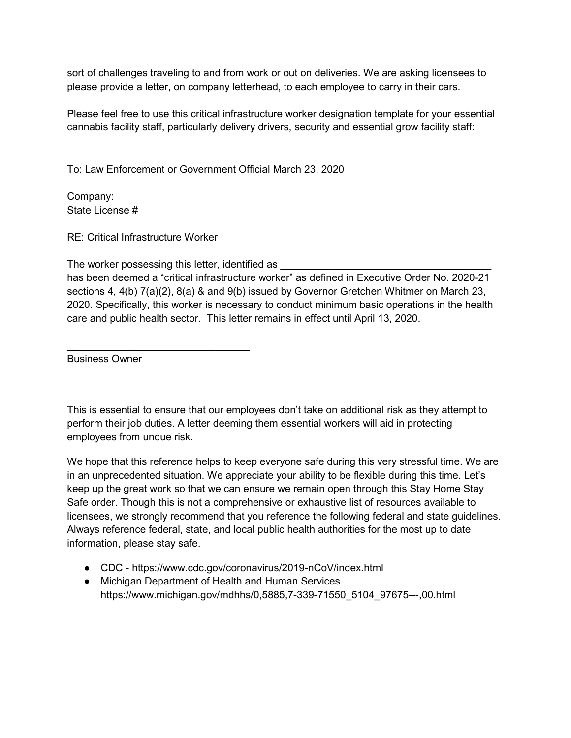sort of challenges traveling to and from work or out on deliveries. We are asking licensees to please provide a letter, on company letterhead, to each employee to carry in their cars.

Please feel free to use this critical infrastructure worker designation template for your essential cannabis facility staff, particularly delivery drivers, security and essential grow facility staff:

To: Law Enforcement or Government Official March 23, 2020

Company:
State License #

RE: Critical Infrastructure Worker

The worker possessing this letter, identified as ____________________________________ has been deemed a "critical infrastructure worker" as defined in Executive Order No. 2020-21 sections 4, 4(b) 7(a)(2), 8(a) & and 9(b) issued by Governor Gretchen Whitmer on March 23, 2020. Specifically, this worker is necessary to conduct minimum basic operations in the health care and public health sector. This letter remains in effect until April 13, 2020.

________________________________
Business Owner

This is essential to ensure that our employees don't take on additional risk as they attempt to perform their job duties. A letter deeming them essential workers will aid in protecting employees from undue risk.

We hope that this reference helps to keep everyone safe during this very stressful time. We are in an unprecedented situation. We appreciate your ability to be flexible during this time. Let's keep up the great work so that we can ensure we remain open through this Stay Home Stay Safe order. Though this is not a comprehensive or exhaustive list of resources available to licensees, we strongly recommend that you reference the following federal and state guidelines. Always reference federal, state, and local public health authorities for the most up to date information, please stay safe.

- CDC - https://www.cdc.gov/coronavirus/2019-nCoV/index.html
- Michigan Department of Health and Human Services https://www.michigan.gov/mdhhs/0,5885,7-339-71550_5104_97675---,00.html